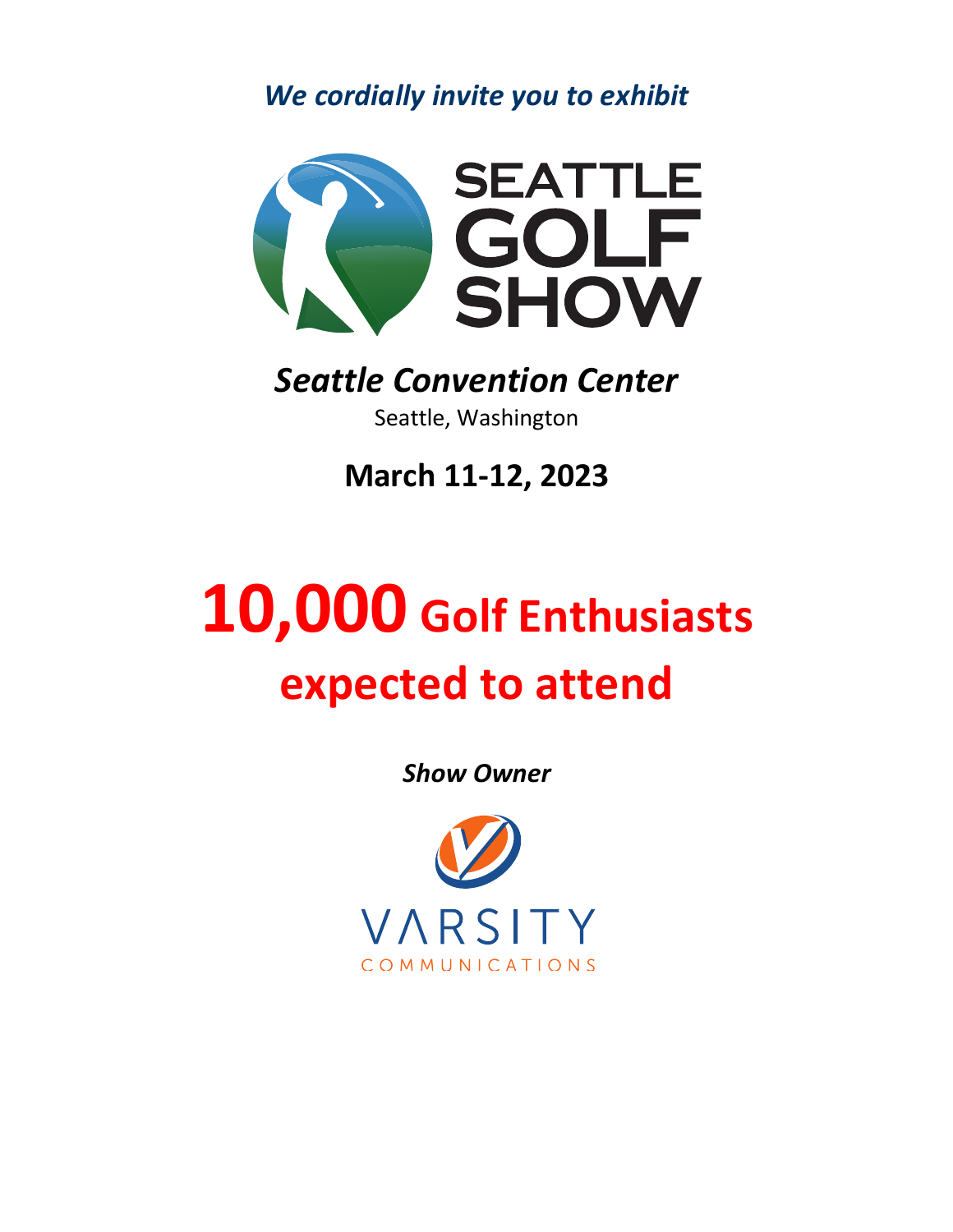*We cordially invite you to exhibit*

# SEATTLE GOLF SHOW

## *Seattle Convention Center*

Seattle, Washington

## March 11-12, 2023

# 10,000 Golf Enthusiasts expected to attend

***Show Owner***

VARSITY COMMUNICATIONS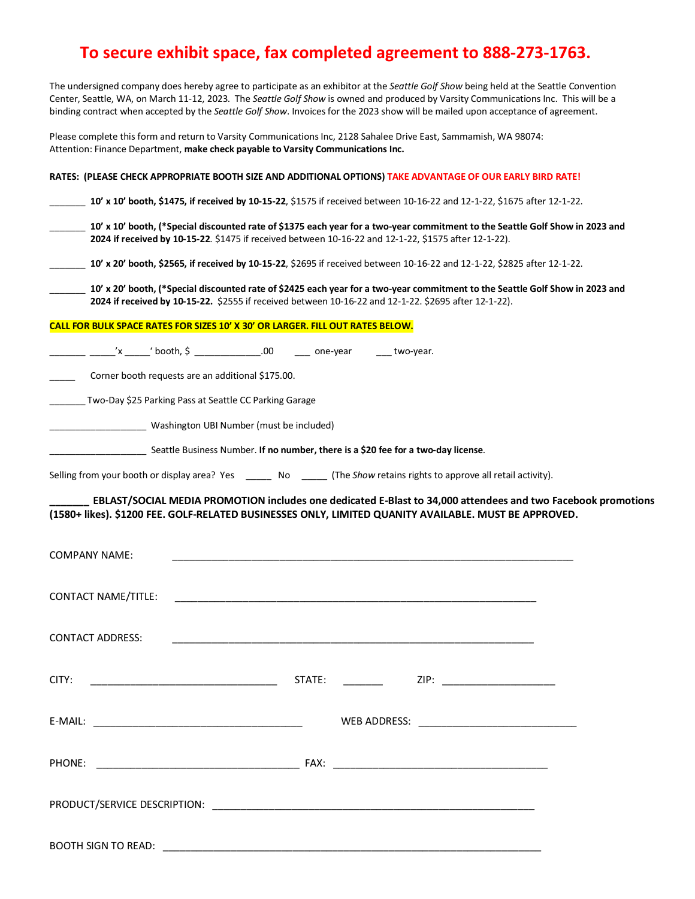# To secure exhibit space, fax completed agreement to 888-273-1763.

The undersigned company does hereby agree to participate as an exhibitor at the *Seattle Golf Show* being held at the Seattle Convention Center, Seattle, WA, on March 11-12, 2023. The *Seattle Golf Show* is owned and produced by Varsity Communications Inc. This will be a binding contract when accepted by the *Seattle Golf Show*. Invoices for the 2023 show will be mailed upon acceptance of agreement.

Please complete this form and return to Varsity Communications Inc, 2128 Sahalee Drive East, Sammamish, WA 98074: Attention: Finance Department, **make check payable to Varsity Communications Inc.**

**RATES: (PLEASE CHECK APPROPRIATE BOOTH SIZE AND ADDITIONAL OPTIONS) TAKE ADVANTAGE OF OUR EARLY BIRD RATE!**

_______ **10' x 10' booth, $1475, if received by 10-15-22**, $1575 if received between 10-16-22 and 12-1-22, $1675 after 12-1-22.

_______ **10' x 10' booth, (*Special discounted rate of $1375 each year for a two-year commitment to the Seattle Golf Show in 2023 and 2024 if received by 10-15-22**. $1475 if received between 10-16-22 and 12-1-22, $1575 after 12-1-22).

_______ **10' x 20' booth, $2565, if received by 10-15-22**, $2695 if received between 10-16-22 and 12-1-22, $2825 after 12-1-22.

_______ **10' x 20' booth, (*Special discounted rate of $2425 each year for a two-year commitment to the Seattle Golf Show in 2023 and 2024 if received by 10-15-22.** $2555 if received between 10-16-22 and 12-1-22. $2695 after 12-1-22).

**CALL FOR BULK SPACE RATES FOR SIZES 10' X 30' OR LARGER. FILL OUT RATES BELOW.**

_______ _____'x _____' booth, $ _____________.00 ___ one-year ___ two-year.

_____ Corner booth requests are an additional $175.00.

_______ Two-Day $25 Parking Pass at Seattle CC Parking Garage

___________________ Washington UBI Number (must be included)

___________________ Seattle Business Number. **If no number, there is a $20 fee for a two-day license**.

Selling from your booth or display area? Yes _____ No _____ (The *Show* retains rights to approve all retail activity).

**_______ EBLAST/SOCIAL MEDIA PROMOTION includes one dedicated E-Blast to 34,000 attendees and two Facebook promotions (1580+ likes). $1200 FEE. GOLF-RELATED BUSINESSES ONLY, LIMITED QUANITY AVAILABLE. MUST BE APPROVED.**

COMPANY NAME: ___________________________________________________________________________

CONTACT NAME/TITLE: ____________________________________________________________________

CONTACT ADDRESS: ______________________________________________________________________

CITY: __________________________________ STATE: _______ ZIP: ____________________

E-MAIL: ______________________________________ WEB ADDRESS: ___________________________

PHONE: ______________________________________ FAX: _________________________________________

PRODUCT/SERVICE DESCRIPTION: ____________________________________________________________

BOOTH SIGN TO READ: _____________________________________________________________________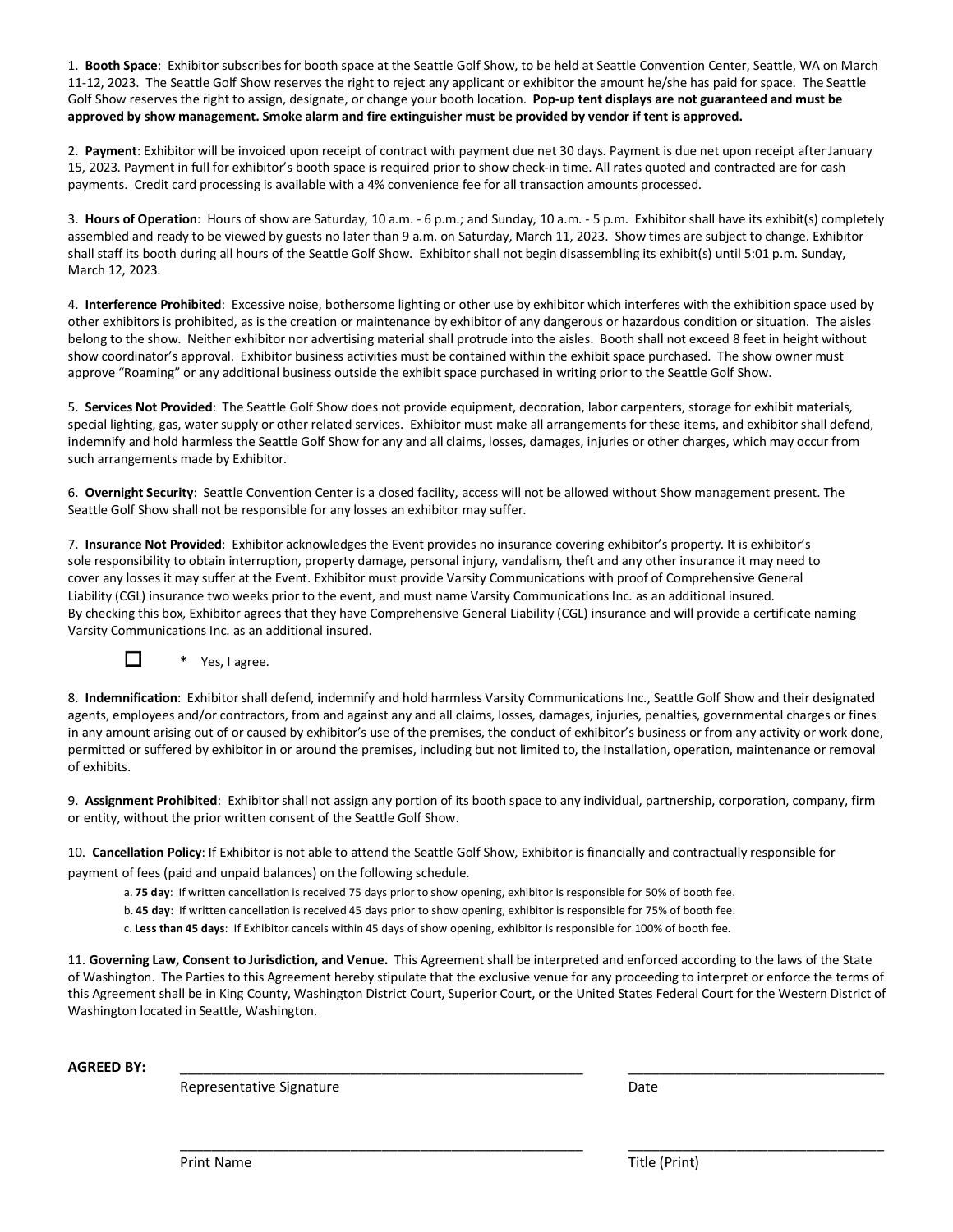1. **Booth Space**: Exhibitor subscribes for booth space at the Seattle Golf Show, to be held at Seattle Convention Center, Seattle, WA on March 11-12, 2023. The Seattle Golf Show reserves the right to reject any applicant or exhibitor the amount he/she has paid for space. The Seattle Golf Show reserves the right to assign, designate, or change your booth location. **Pop-up tent displays are not guaranteed and must be approved by show management. Smoke alarm and fire extinguisher must be provided by vendor if tent is approved.**

2. **Payment**: Exhibitor will be invoiced upon receipt of contract with payment due net 30 days. Payment is due net upon receipt after January 15, 2023. Payment in full for exhibitor's booth space is required prior to show check-in time. All rates quoted and contracted are for cash payments. Credit card processing is available with a 4% convenience fee for all transaction amounts processed.

3. **Hours of Operation**: Hours of show are Saturday, 10 a.m. - 6 p.m.; and Sunday, 10 a.m. - 5 p.m. Exhibitor shall have its exhibit(s) completely assembled and ready to be viewed by guests no later than 9 a.m. on Saturday, March 11, 2023. Show times are subject to change. Exhibitor shall staff its booth during all hours of the Seattle Golf Show. Exhibitor shall not begin disassembling its exhibit(s) until 5:01 p.m. Sunday, March 12, 2023.

4. **Interference Prohibited**: Excessive noise, bothersome lighting or other use by exhibitor which interferes with the exhibition space used by other exhibitors is prohibited, as is the creation or maintenance by exhibitor of any dangerous or hazardous condition or situation. The aisles belong to the show. Neither exhibitor nor advertising material shall protrude into the aisles. Booth shall not exceed 8 feet in height without show coordinator's approval. Exhibitor business activities must be contained within the exhibit space purchased. The show owner must approve "Roaming" or any additional business outside the exhibit space purchased in writing prior to the Seattle Golf Show.

5. **Services Not Provided**: The Seattle Golf Show does not provide equipment, decoration, labor carpenters, storage for exhibit materials, special lighting, gas, water supply or other related services. Exhibitor must make all arrangements for these items, and exhibitor shall defend, indemnify and hold harmless the Seattle Golf Show for any and all claims, losses, damages, injuries or other charges, which may occur from such arrangements made by Exhibitor.

6. **Overnight Security**: Seattle Convention Center is a closed facility, access will not be allowed without Show management present. The Seattle Golf Show shall not be responsible for any losses an exhibitor may suffer.

7. **Insurance Not Provided**: Exhibitor acknowledges the Event provides no insurance covering exhibitor's property. It is exhibitor's sole responsibility to obtain interruption, property damage, personal injury, vandalism, theft and any other insurance it may need to cover any losses it may suffer at the Event. Exhibitor must provide Varsity Communications with proof of Comprehensive General Liability (CGL) insurance two weeks prior to the event, and must name Varsity Communications Inc. as an additional insured. By checking this box, Exhibitor agrees that they have Comprehensive General Liability (CGL) insurance and will provide a certificate naming Varsity Communications Inc. as an additional insured.

☐ * Yes, I agree.

8. **Indemnification**: Exhibitor shall defend, indemnify and hold harmless Varsity Communications Inc., Seattle Golf Show and their designated agents, employees and/or contractors, from and against any and all claims, losses, damages, injuries, penalties, governmental charges or fines in any amount arising out of or caused by exhibitor's use of the premises, the conduct of exhibitor's business or from any activity or work done, permitted or suffered by exhibitor in or around the premises, including but not limited to, the installation, operation, maintenance or removal of exhibits.

9. **Assignment Prohibited**: Exhibitor shall not assign any portion of its booth space to any individual, partnership, corporation, company, firm or entity, without the prior written consent of the Seattle Golf Show.

10. **Cancellation Policy**: If Exhibitor is not able to attend the Seattle Golf Show, Exhibitor is financially and contractually responsible for payment of fees (paid and unpaid balances) on the following schedule.
    a. **75 day**: If written cancellation is received 75 days prior to show opening, exhibitor is responsible for 50% of booth fee.
    b. **45 day**: If written cancellation is received 45 days prior to show opening, exhibitor is responsible for 75% of booth fee.
    c. **Less than 45 days**: If Exhibitor cancels within 45 days of show opening, exhibitor is responsible for 100% of booth fee.

11. **Governing Law, Consent to Jurisdiction, and Venue.** This Agreement shall be interpreted and enforced according to the laws of the State of Washington. The Parties to this Agreement hereby stipulate that the exclusive venue for any proceeding to interpret or enforce the terms of this Agreement shall be in King County, Washington District Court, Superior Court, or the United States Federal Court for the Western District of Washington located in Seattle, Washington.

**AGREED BY:**

_______________________________ Representative Signature

_______________________________ Date

_______________________________ Print Name

_______________________________ Title (Print)